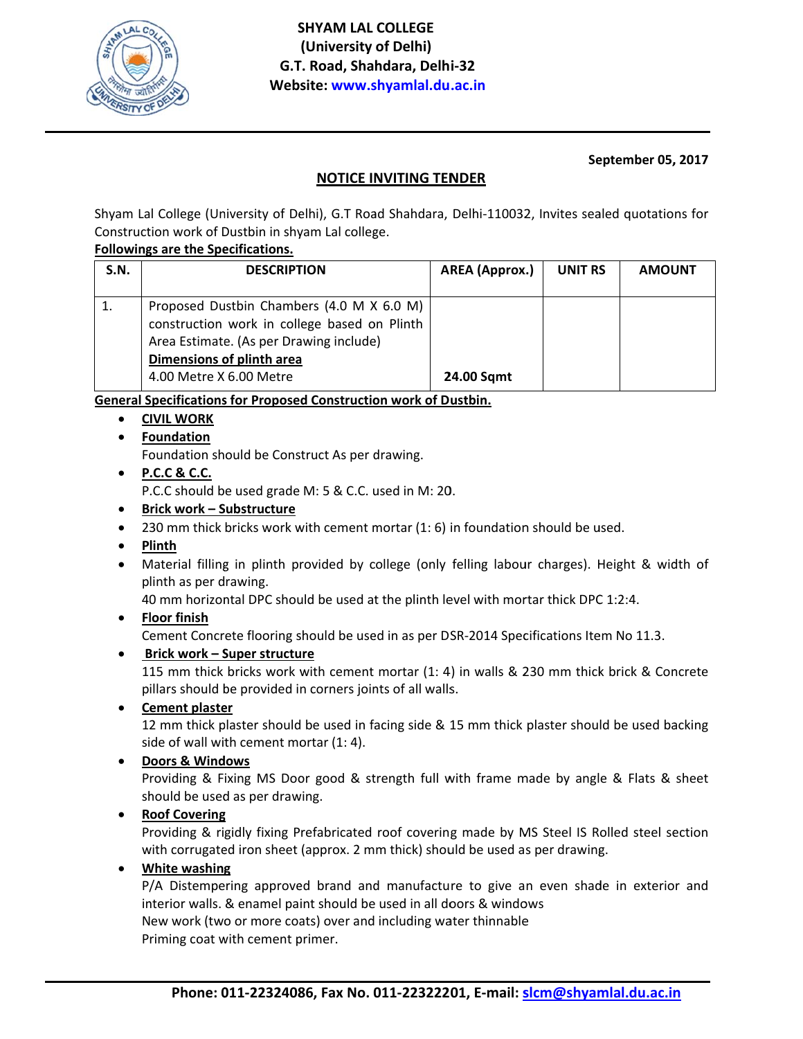# SHYAM LAL COLLEGE
## (University of Delhi)
## G.T. Road, Shahdara, Delhi-32
**Website: www.shyamlal.du.ac.in**

**September 05, 2017**

## NOTICE INVITING TENDER

Shyam Lal College (University of Delhi), G.T Road Shahdara, Delhi-110032, Invites sealed quotations for Construction work of Dustbin in shyam Lal college.

**Followings are the Specifications.**

| S.N. | DESCRIPTION | AREA (Approx.) | UNIT RS | AMOUNT |
|---|---|---|---|---|
| 1. | Proposed Dustbin Chambers (4.0 M X 6.0 M) construction work in college based on Plinth Area Estimate. (As per Drawing include) **Dimensions of plinth area** 4.00 Metre X 6.00 Metre | **24.00 Sqmt** | | |

**General Specifications for Proposed Construction work of Dustbin.**

- **CIVIL WORK**
- **Foundation**
  Foundation should be Construct As per drawing.
- **P.C.C & C.C.**
  P.C.C should be used grade M: 5 & C.C. used in M: 20.
- **Brick work – Substructure**
- 230 mm thick bricks work with cement mortar (1: 6) in foundation should be used.
- **Plinth**
- Material filling in plinth provided by college (only felling labour charges). Height & width of plinth as per drawing.
  40 mm horizontal DPC should be used at the plinth level with mortar thick DPC 1:2:4.
- **Floor finish**
  Cement Concrete flooring should be used in as per DSR-2014 Specifications Item No 11.3.
- **Brick work – Super structure**
  115 mm thick bricks work with cement mortar (1: 4) in walls & 230 mm thick brick & Concrete pillars should be provided in corners joints of all walls.
- **Cement plaster**
  12 mm thick plaster should be used in facing side & 15 mm thick plaster should be used backing side of wall with cement mortar (1: 4).
- **Doors & Windows**
  Providing & Fixing MS Door good & strength full with frame made by angle & Flats & sheet should be used as per drawing.
- **Roof Covering**
  Providing & rigidly fixing Prefabricated roof covering made by MS Steel IS Rolled steel section with corrugated iron sheet (approx. 2 mm thick) should be used as per drawing.
- **White washing**
  P/A Distempering approved brand and manufacture to give an even shade in exterior and interior walls. & enamel paint should be used in all doors & windows
  New work (two or more coats) over and including water thinnable
  Priming coat with cement primer.

**Phone: 011-22324086, Fax No. 011-22322201, E-mail: slcm@shyamlal.du.ac.in**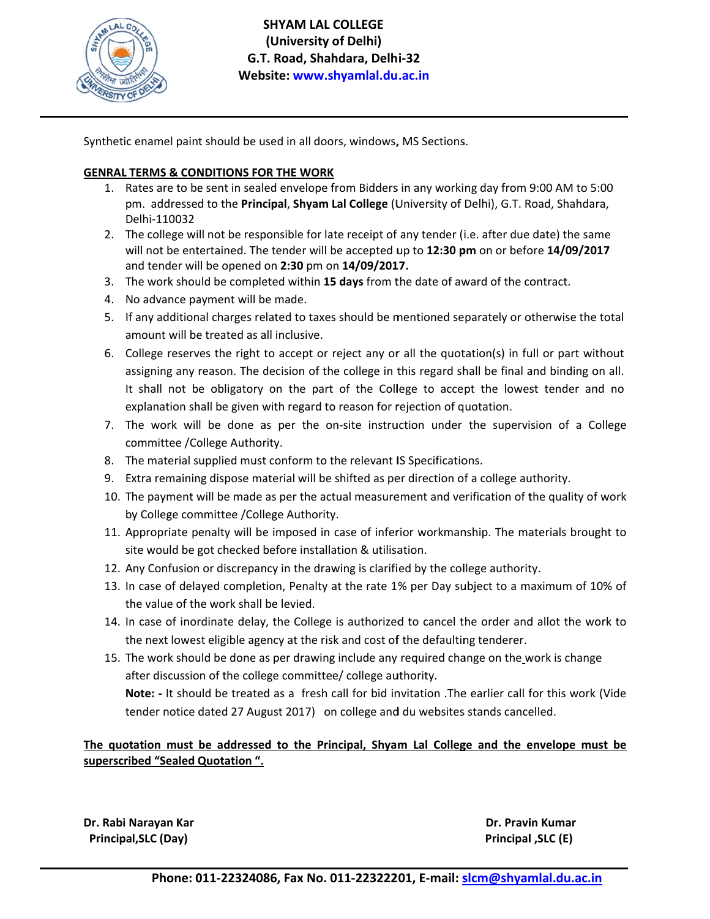Synthetic enamel paint should be used in all doors, windows, MS Sections.

**GENRAL TERMS & CONDITIONS FOR THE WORK**

1. Rates are to be sent in sealed envelope from Bidders in any working day from 9:00 AM to 5:00 pm. addressed to the **Principal**, **Shyam Lal College** (University of Delhi), G.T. Road, Shahdara, Delhi-110032
2. The college will not be responsible for late receipt of any tender (i.e. after due date) the same will not be entertained. The tender will be accepted up to **12:30 pm** on or before **14/09/2017** and tender will be opened on **2:30** pm on **14/09/2017.**
3. The work should be completed within **15 days** from the date of award of the contract.
4. No advance payment will be made.
5. If any additional charges related to taxes should be mentioned separately or otherwise the total amount will be treated as all inclusive.
6. College reserves the right to accept or reject any or all the quotation(s) in full or part without assigning any reason. The decision of the college in this regard shall be final and binding on all. It shall not be obligatory on the part of the College to accept the lowest tender and no explanation shall be given with regard to reason for rejection of quotation.
7. The work will be done as per the on-site instruction under the supervision of a College committee /College Authority.
8. The material supplied must conform to the relevant IS Specifications.
9. Extra remaining dispose material will be shifted as per direction of a college authority.
10. The payment will be made as per the actual measurement and verification of the quality of work by College committee /College Authority.
11. Appropriate penalty will be imposed in case of inferior workmanship. The materials brought to site would be got checked before installation & utilisation.
12. Any Confusion or discrepancy in the drawing is clarified by the college authority.
13. In case of delayed completion, Penalty at the rate 1% per Day subject to a maximum of 10% of the value of the work shall be levied.
14. In case of inordinate delay, the College is authorized to cancel the order and allot the work to the next lowest eligible agency at the risk and cost of the defaulting tenderer.
15. The work should be done as per drawing include any required change on the work is change after discussion of the college committee/ college authority.

    **Note: -** It should be treated as a fresh call for bid invitation .The earlier call for this work (Vide tender notice dated 27 August 2017) on college and du websites stands cancelled.

**The quotation must be addressed to the Principal, Shyam Lal College and the envelope must be superscribed "Sealed Quotation ".**

**Dr. Rabi Narayan Kar**
**Principal,SLC (Day)**

**Dr. Pravin Kumar**
**Principal ,SLC (E)**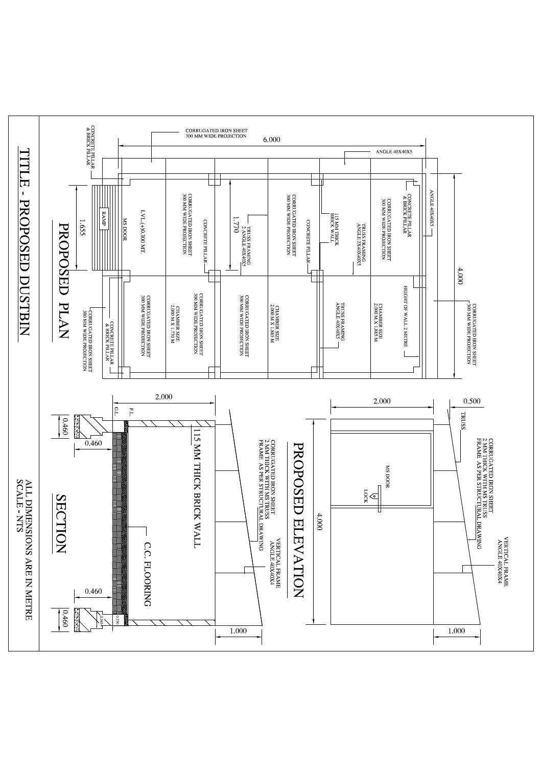# TITLE - PROPOSED DUSTBIN

## PROPOSED PLAN

CORRUGATED IRON SHEET
300 MM WIDE PROJECTION

6.000

ANGLE 40X40X5

CONCRETE PILLAR
& BRICK PILLAR

ANGLE 40X40X5

4.000

CORRUGATED IRON SHEET
300 MM WIDE PROJECTION

CONCRETE PILLAR
& BRICK PILLAR

CORRUGATED IRON SHEET
300 MM WIDE PROJECTION

TRUSS FRAMING
ANGLE 2X40X40X5

115 MM THICK
BRICK WALL

CONCRETE PILLAR

CORRUGATED IRON SHEET
300 MM WIDE PROJECTION

TRUSS FRAMING
2 ANGLE-40X40X5

1.770

CONCRETE PILLAR

CORRUGATED IRON SHEET
300 MM WIDE PROJECTION

LVL.(+)0.300 MT.

MS DOOR

RAMP

1.655

HEIGHT OF WALL 2 METRE

CHAMBER SIZE
2.000 M X 1.885 M

TRUSS FRAMING
ANGLE 40X40X5

CHAMBER SIZE
2.000 M X 1.885 M

CORRUGATED IRON SHEET
300 MM WIDE PROJECTION

CORRUGATED IRON SHEET
300 MM WIDE PROJECTION

CHAMBER SIZE
2.000 M X 1.770 M

CORRUGATED IRON SHEET
300 MM WIDE PROJECTION

CONCRETE PILLAR
& BRICK PILLAR

CORRUGATED IRON SHEET
300 MM WIDE PROJECTION

## PROPOSED ELEVATION

2.000

0.500

TRUSS

CORRUGATED IRON SHEET
2 MM THICK WITH MS TRUSS
FRAME AS PER STRUCTURAL DRAWING

MS DOOR

LOCK

4.000

VERTICAL FRAME
ANGLE 40X40X4

1.000

## SECTION

2.000

F.L.

G.L.

0.460

0.460

115 MM THICK BRICK WALL

CORRUGATED IRON SHEET
2 MM THICK WITH MS TRUSS
FRAME AS PER STRUCTURAL DRAWING

VERTICAL FRAME
ANGLE 40X40X4

C.C. FLOORING

0.460

0.460

0.345

0.230

1.000

ALL DIMENSIONS ARE IN METRE
SCALE - NTS